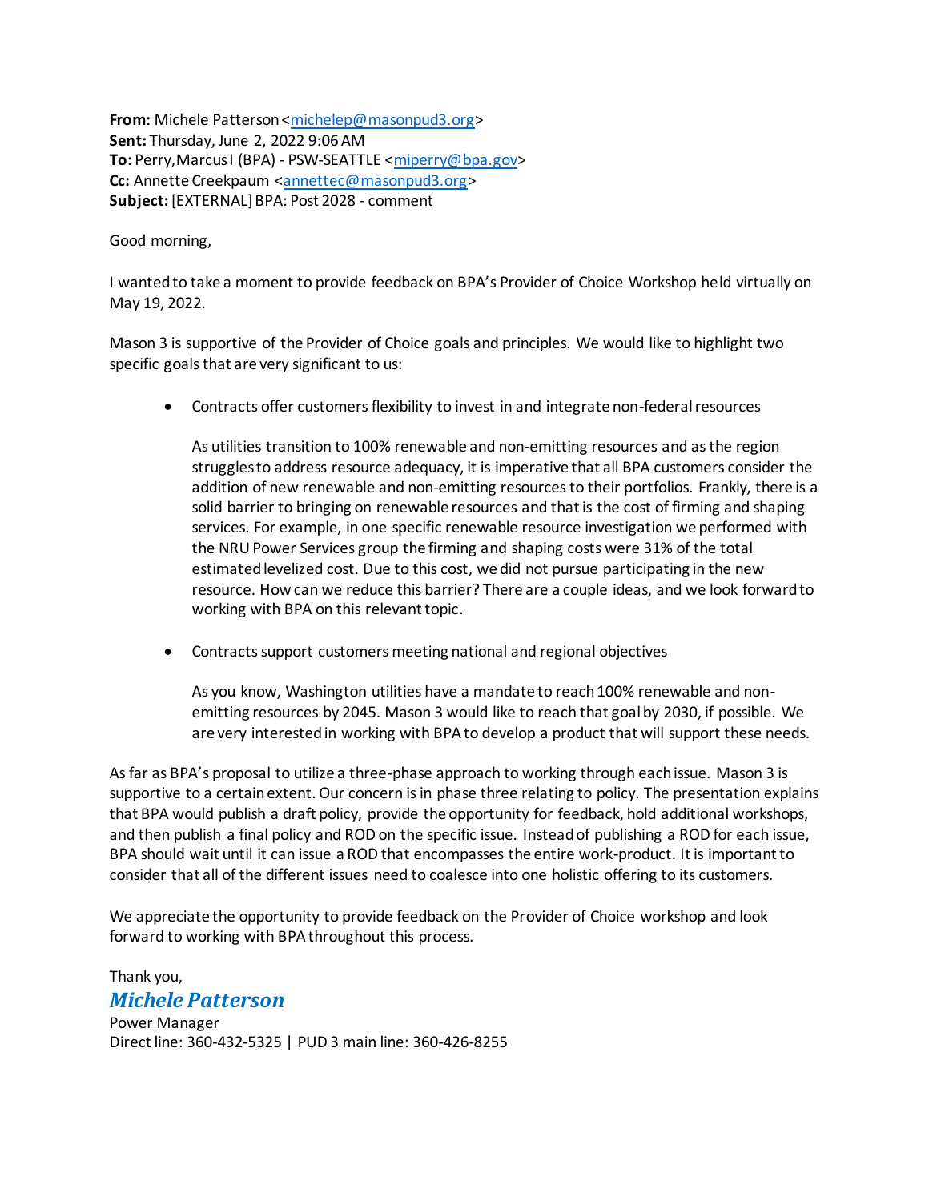**From:** Michele Patterson <michelep@masonpud3.org>
**Sent:** Thursday, June 2, 2022 9:06 AM
**To:** Perry,Marcus I (BPA) - PSW-SEATTLE <miperry@bpa.gov>
**Cc:** Annette Creekpaum <annettec@masonpud3.org>
**Subject:** [EXTERNAL] BPA: Post 2028 - comment

Good morning,

I wanted to take a moment to provide feedback on BPA's Provider of Choice Workshop held virtually on May 19, 2022.

Mason 3 is supportive of the Provider of Choice goals and principles. We would like to highlight two specific goals that are very significant to us:

- Contracts offer customers flexibility to invest in and integrate non-federal resources

  As utilities transition to 100% renewable and non-emitting resources and as the region struggles to address resource adequacy, it is imperative that all BPA customers consider the addition of new renewable and non-emitting resources to their portfolios. Frankly, there is a solid barrier to bringing on renewable resources and that is the cost of firming and shaping services. For example, in one specific renewable resource investigation we performed with the NRU Power Services group the firming and shaping costs were 31% of the total estimated levelized cost. Due to this cost, we did not pursue participating in the new resource. How can we reduce this barrier? There are a couple ideas, and we look forward to working with BPA on this relevant topic.

- Contracts support customers meeting national and regional objectives

  As you know, Washington utilities have a mandate to reach 100% renewable and non-emitting resources by 2045. Mason 3 would like to reach that goal by 2030, if possible. We are very interested in working with BPA to develop a product that will support these needs.

As far as BPA's proposal to utilize a three-phase approach to working through each issue. Mason 3 is supportive to a certain extent. Our concern is in phase three relating to policy. The presentation explains that BPA would publish a draft policy, provide the opportunity for feedback, hold additional workshops, and then publish a final policy and ROD on the specific issue. Instead of publishing a ROD for each issue, BPA should wait until it can issue a ROD that encompasses the entire work-product. It is important to consider that all of the different issues need to coalesce into one holistic offering to its customers.

We appreciate the opportunity to provide feedback on the Provider of Choice workshop and look forward to working with BPA throughout this process.

Thank you,

***Michele Patterson***
Power Manager
Direct line: 360-432-5325 | PUD 3 main line: 360-426-8255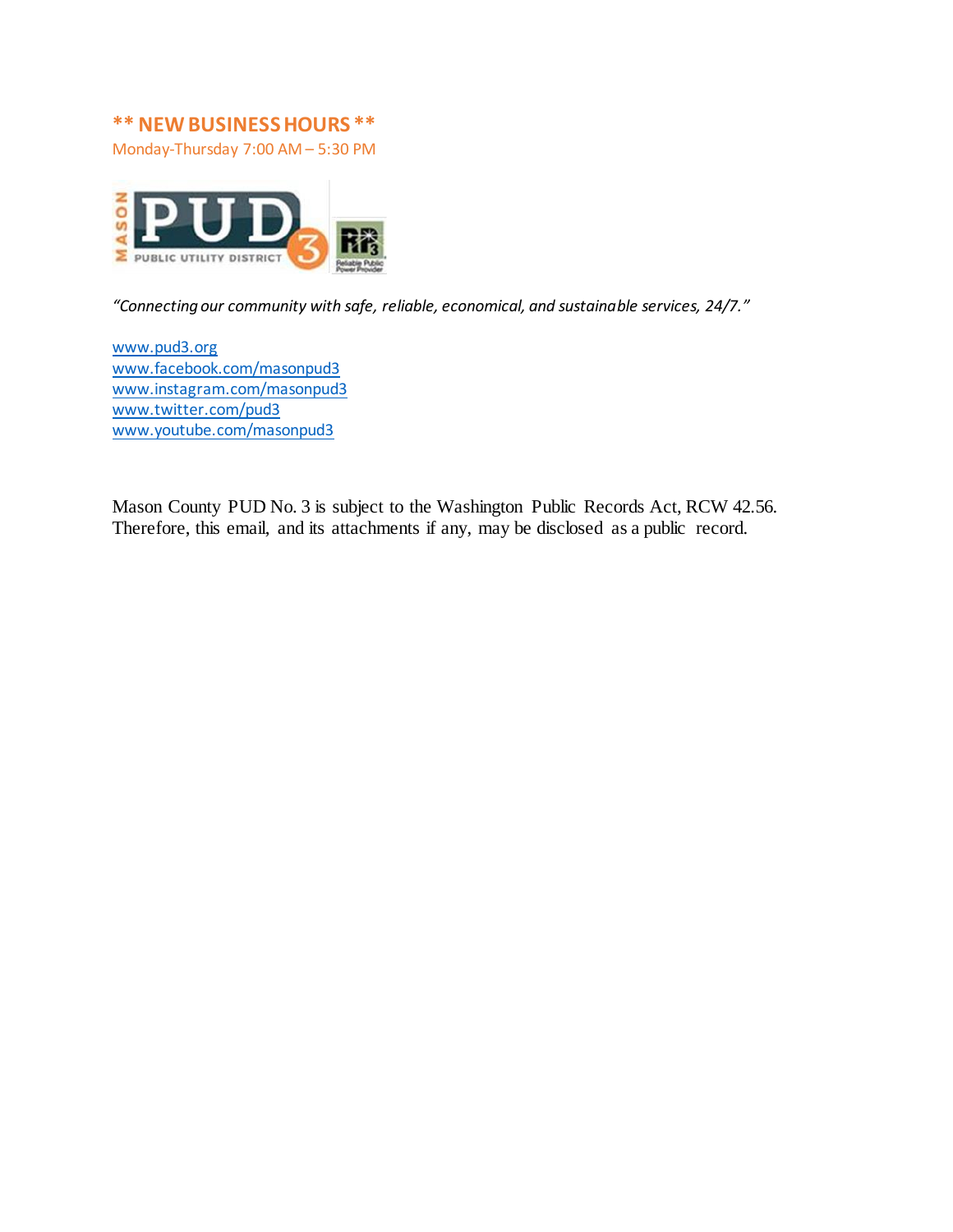**\*\* NEW BUSINESS HOURS \*\***

Monday-Thursday 7:00 AM – 5:30 PM

*"Connecting our community with safe, reliable, economical, and sustainable services, 24/7."*

www.pud3.org
www.facebook.com/masonpud3
www.instagram.com/masonpud3
www.twitter.com/pud3
www.youtube.com/masonpud3

Mason County PUD No. 3 is subject to the Washington Public Records Act, RCW 42.56. Therefore, this email, and its attachments if any, may be disclosed as a public record.